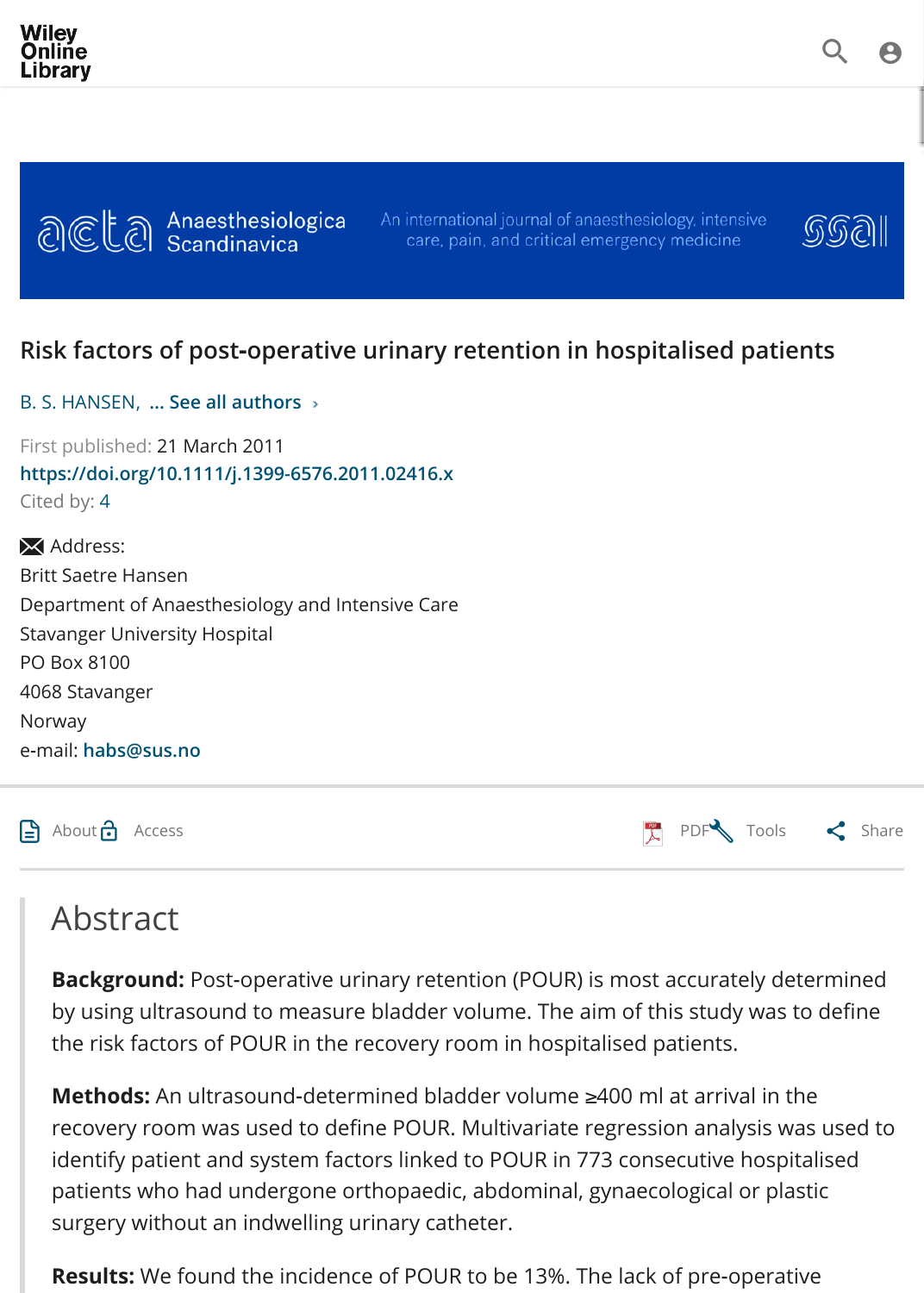# Risk factors of post-operative urinary retention in hospitalised patients

B. S. HANSEN, ... See all authors

First published: 21 March 2011

https://doi.org/10.1111/j.1399-6576.2011.02416.x

Cited by: 4

Address:
Britt Saetre Hansen
Department of Anaesthesiology and Intensive Care
Stavanger University Hospital
PO Box 8100
4068 Stavanger
Norway
e-mail: habs@sus.no

## Abstract

**Background:** Post-operative urinary retention (POUR) is most accurately determined by using ultrasound to measure bladder volume. The aim of this study was to define the risk factors of POUR in the recovery room in hospitalised patients.

**Methods:** An ultrasound-determined bladder volume ≥400 ml at arrival in the recovery room was used to define POUR. Multivariate regression analysis was used to identify patient and system factors linked to POUR in 773 consecutive hospitalised patients who had undergone orthopaedic, abdominal, gynaecological or plastic surgery without an indwelling urinary catheter.

**Results:** We found the incidence of POUR to be 13%. The lack of pre-operative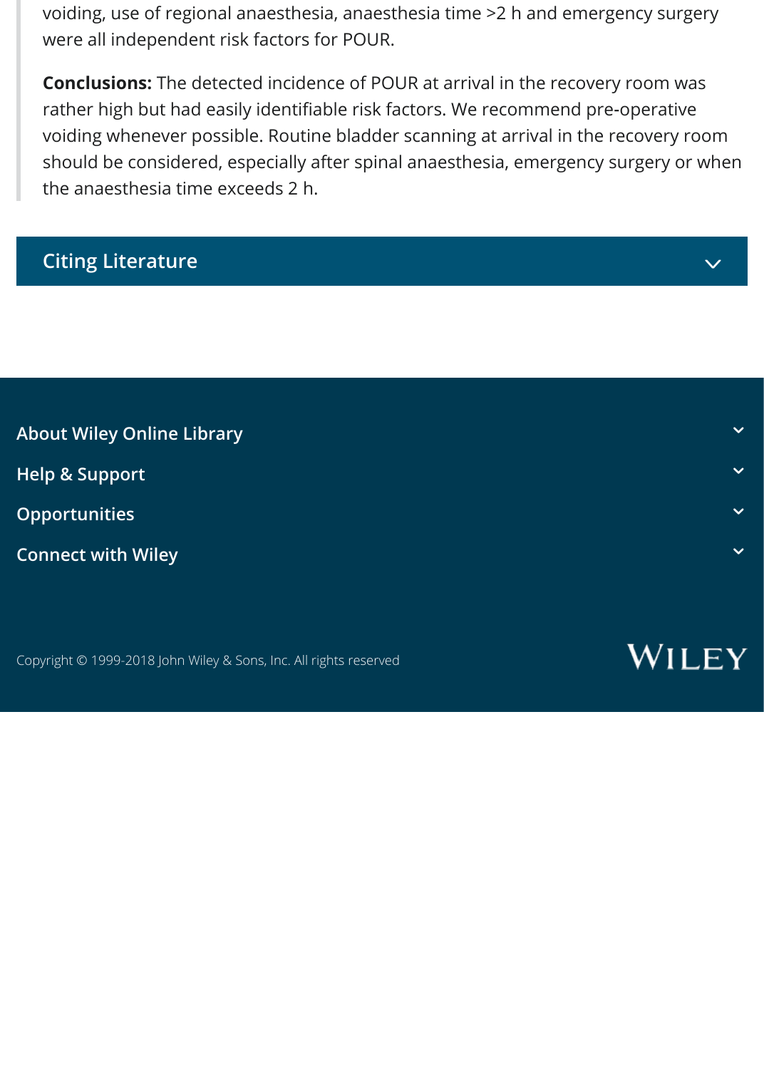voiding, use of regional anaesthesia, anaesthesia time >2 h and emergency surgery were all independent risk factors for POUR.

**Conclusions:** The detected incidence of POUR at arrival in the recovery room was rather high but had easily identifiable risk factors. We recommend pre-operative voiding whenever possible. Routine bladder scanning at arrival in the recovery room should be considered, especially after spinal anaesthesia, emergency surgery or when the anaesthesia time exceeds 2 h.